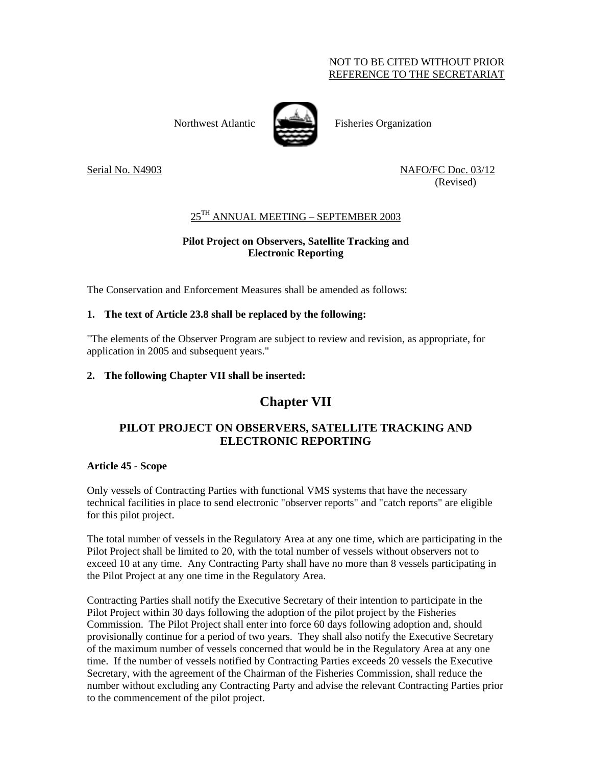NOT TO BE CITED WITHOUT PRIOR
REFERENCE TO THE SECRETARIAT

Northwest Atlantic Fisheries Organization

Serial No. N4903 NAFO/FC Doc. 03/12 (Revised)

25TH ANNUAL MEETING – SEPTEMBER 2003

**Pilot Project on Observers, Satellite Tracking and Electronic Reporting**

The Conservation and Enforcement Measures shall be amended as follows:

**1. The text of Article 23.8 shall be replaced by the following:**

"The elements of the Observer Program are subject to review and revision, as appropriate, for application in 2005 and subsequent years."

**2. The following Chapter VII shall be inserted:**

# Chapter VII

## PILOT PROJECT ON OBSERVERS, SATELLITE TRACKING AND ELECTRONIC REPORTING

**Article 45 - Scope**

Only vessels of Contracting Parties with functional VMS systems that have the necessary technical facilities in place to send electronic "observer reports" and "catch reports" are eligible for this pilot project.

The total number of vessels in the Regulatory Area at any one time, which are participating in the Pilot Project shall be limited to 20, with the total number of vessels without observers not to exceed 10 at any time. Any Contracting Party shall have no more than 8 vessels participating in the Pilot Project at any one time in the Regulatory Area.

Contracting Parties shall notify the Executive Secretary of their intention to participate in the Pilot Project within 30 days following the adoption of the pilot project by the Fisheries Commission. The Pilot Project shall enter into force 60 days following adoption and, should provisionally continue for a period of two years. They shall also notify the Executive Secretary of the maximum number of vessels concerned that would be in the Regulatory Area at any one time. If the number of vessels notified by Contracting Parties exceeds 20 vessels the Executive Secretary, with the agreement of the Chairman of the Fisheries Commission, shall reduce the number without excluding any Contracting Party and advise the relevant Contracting Parties prior to the commencement of the pilot project.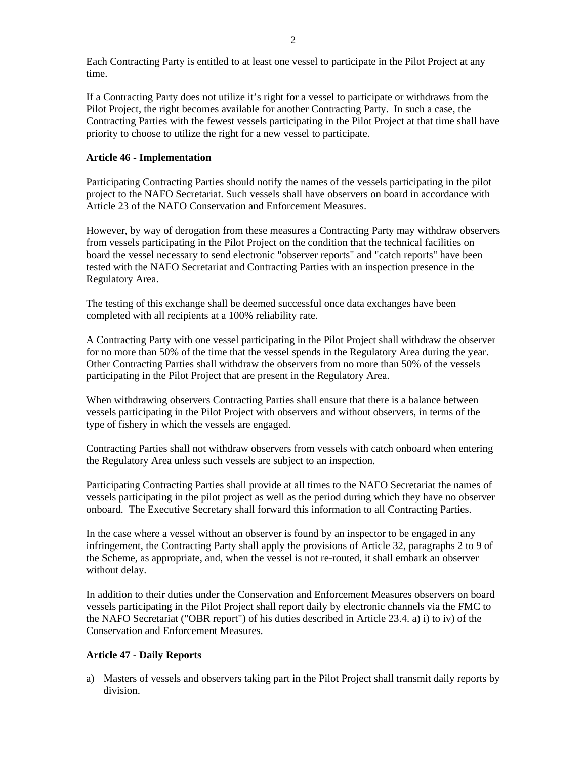Each Contracting Party is entitled to at least one vessel to participate in the Pilot Project at any time.

If a Contracting Party does not utilize it's right for a vessel to participate or withdraws from the Pilot Project, the right becomes available for another Contracting Party. In such a case, the Contracting Parties with the fewest vessels participating in the Pilot Project at that time shall have priority to choose to utilize the right for a new vessel to participate.

**Article 46 - Implementation**

Participating Contracting Parties should notify the names of the vessels participating in the pilot project to the NAFO Secretariat. Such vessels shall have observers on board in accordance with Article 23 of the NAFO Conservation and Enforcement Measures.

However, by way of derogation from these measures a Contracting Party may withdraw observers from vessels participating in the Pilot Project on the condition that the technical facilities on board the vessel necessary to send electronic "observer reports" and "catch reports" have been tested with the NAFO Secretariat and Contracting Parties with an inspection presence in the Regulatory Area.

The testing of this exchange shall be deemed successful once data exchanges have been completed with all recipients at a 100% reliability rate.

A Contracting Party with one vessel participating in the Pilot Project shall withdraw the observer for no more than 50% of the time that the vessel spends in the Regulatory Area during the year. Other Contracting Parties shall withdraw the observers from no more than 50% of the vessels participating in the Pilot Project that are present in the Regulatory Area.

When withdrawing observers Contracting Parties shall ensure that there is a balance between vessels participating in the Pilot Project with observers and without observers, in terms of the type of fishery in which the vessels are engaged.

Contracting Parties shall not withdraw observers from vessels with catch onboard when entering the Regulatory Area unless such vessels are subject to an inspection.

Participating Contracting Parties shall provide at all times to the NAFO Secretariat the names of vessels participating in the pilot project as well as the period during which they have no observer onboard. The Executive Secretary shall forward this information to all Contracting Parties.

In the case where a vessel without an observer is found by an inspector to be engaged in any infringement, the Contracting Party shall apply the provisions of Article 32, paragraphs 2 to 9 of the Scheme, as appropriate, and, when the vessel is not re-routed, it shall embark an observer without delay.

In addition to their duties under the Conservation and Enforcement Measures observers on board vessels participating in the Pilot Project shall report daily by electronic channels via the FMC to the NAFO Secretariat ("OBR report") of his duties described in Article 23.4. a) i) to iv) of the Conservation and Enforcement Measures.

**Article 47 - Daily Reports**

a) Masters of vessels and observers taking part in the Pilot Project shall transmit daily reports by division.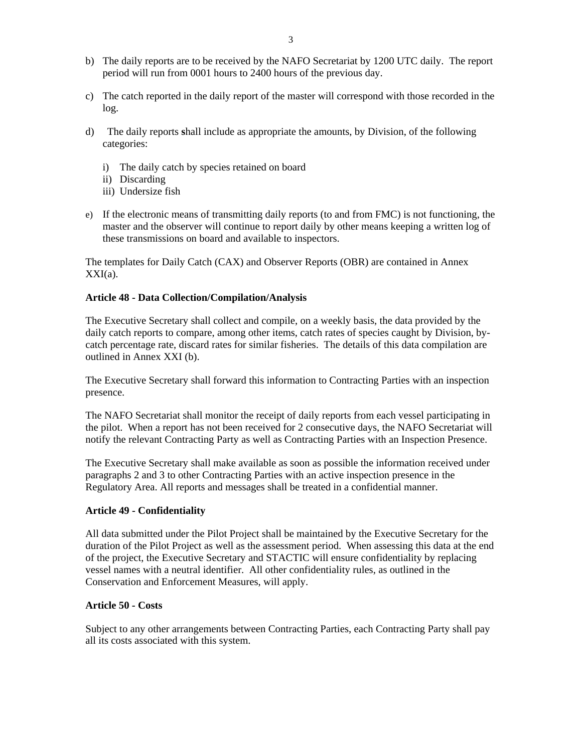b) The daily reports are to be received by the NAFO Secretariat by 1200 UTC daily. The report period will run from 0001 hours to 2400 hours of the previous day.

c) The catch reported in the daily report of the master will correspond with those recorded in the log.

d) The daily reports **s**hall include as appropriate the amounts, by Division, of the following categories:

   i) The daily catch by species retained on board
   ii) Discarding
   iii) Undersize fish

e) If the electronic means of transmitting daily reports (to and from FMC) is not functioning, the master and the observer will continue to report daily by other means keeping a written log of these transmissions on board and available to inspectors.

The templates for Daily Catch (CAX) and Observer Reports (OBR) are contained in Annex XXI(a).

**Article 48 - Data Collection/Compilation/Analysis**

The Executive Secretary shall collect and compile, on a weekly basis, the data provided by the daily catch reports to compare, among other items, catch rates of species caught by Division, by-catch percentage rate, discard rates for similar fisheries. The details of this data compilation are outlined in Annex XXI (b).

The Executive Secretary shall forward this information to Contracting Parties with an inspection presence.

The NAFO Secretariat shall monitor the receipt of daily reports from each vessel participating in the pilot. When a report has not been received for 2 consecutive days, the NAFO Secretariat will notify the relevant Contracting Party as well as Contracting Parties with an Inspection Presence.

The Executive Secretary shall make available as soon as possible the information received under paragraphs 2 and 3 to other Contracting Parties with an active inspection presence in the Regulatory Area. All reports and messages shall be treated in a confidential manner.

**Article 49 - Confidentiality**

All data submitted under the Pilot Project shall be maintained by the Executive Secretary for the duration of the Pilot Project as well as the assessment period. When assessing this data at the end of the project, the Executive Secretary and STACTIC will ensure confidentiality by replacing vessel names with a neutral identifier. All other confidentiality rules, as outlined in the Conservation and Enforcement Measures, will apply.

**Article 50 - Costs**

Subject to any other arrangements between Contracting Parties, each Contracting Party shall pay all its costs associated with this system.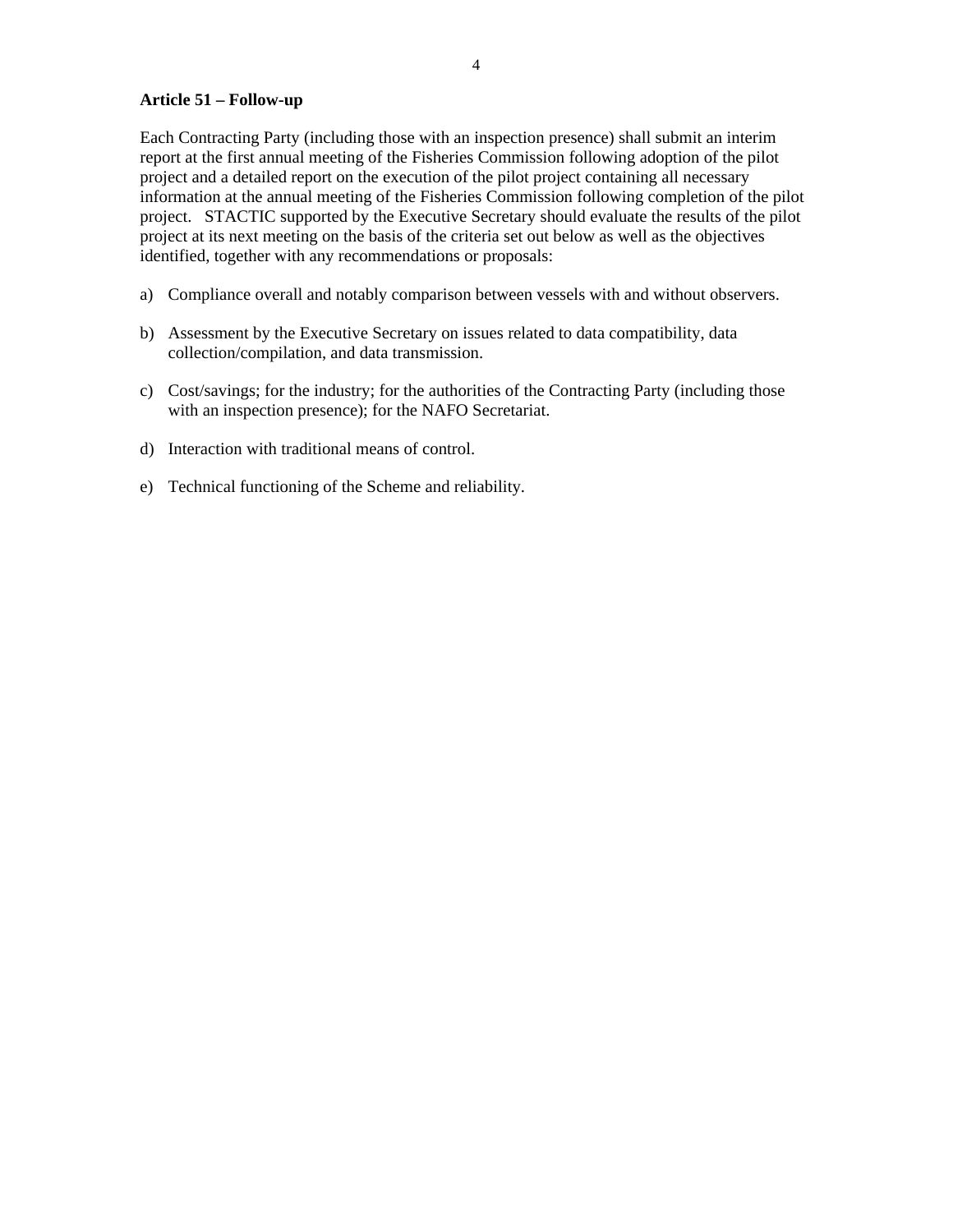**Article 51 – Follow-up**

Each Contracting Party (including those with an inspection presence) shall submit an interim report at the first annual meeting of the Fisheries Commission following adoption of the pilot project and a detailed report on the execution of the pilot project containing all necessary information at the annual meeting of the Fisheries Commission following completion of the pilot project. STACTIC supported by the Executive Secretary should evaluate the results of the pilot project at its next meeting on the basis of the criteria set out below as well as the objectives identified, together with any recommendations or proposals:

a) Compliance overall and notably comparison between vessels with and without observers.

b) Assessment by the Executive Secretary on issues related to data compatibility, data collection/compilation, and data transmission.

c) Cost/savings; for the industry; for the authorities of the Contracting Party (including those with an inspection presence); for the NAFO Secretariat.

d) Interaction with traditional means of control.

e) Technical functioning of the Scheme and reliability.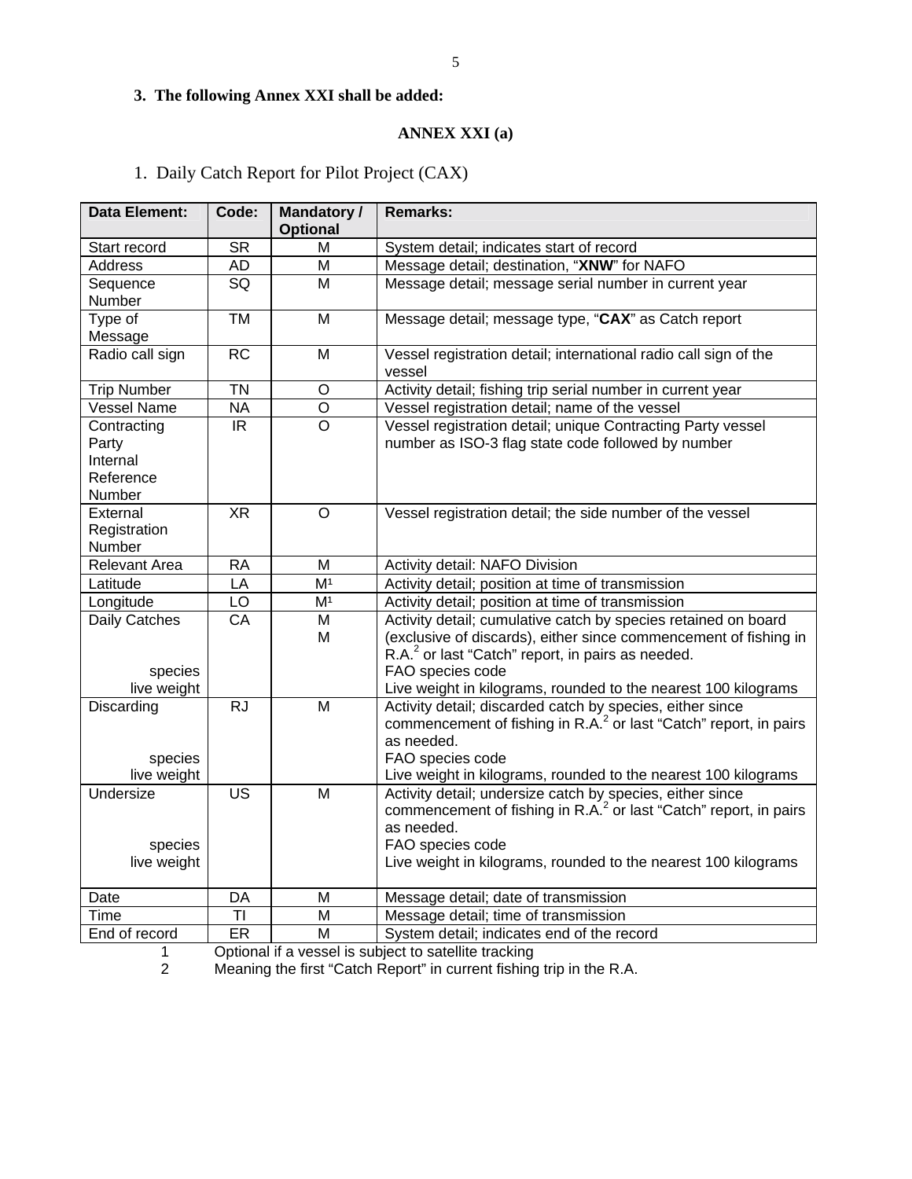**3. The following Annex XXI shall be added:**

**ANNEX XXI (a)**

1. Daily Catch Report for Pilot Project (CAX)

| Data Element: | Code: | Mandatory / Optional | Remarks: |
|---|---|---|---|
| Start record | SR | M | System detail; indicates start of record |
| Address | AD | M | Message detail; destination, "**XNW**" for NAFO |
| Sequence Number | SQ | M | Message detail; message serial number in current year |
| Type of Message | TM | M | Message detail; message type, "**CAX**" as Catch report |
| Radio call sign | RC | M | Vessel registration detail; international radio call sign of the vessel |
| Trip Number | TN | O | Activity detail; fishing trip serial number in current year |
| Vessel Name | NA | O | Vessel registration detail; name of the vessel |
| Contracting Party Internal Reference Number | IR | O | Vessel registration detail; unique Contracting Party vessel number as ISO-3 flag state code followed by number |
| External Registration Number | XR | O | Vessel registration detail; the side number of the vessel |
| Relevant Area | RA | M | Activity detail: NAFO Division |
| Latitude | LA | M[1] | Activity detail; position at time of transmission |
| Longitude | LO | M[1] | Activity detail; position at time of transmission |
| Daily Catches<br>species<br>live weight | CA | M<br>M | Activity detail; cumulative catch by species retained on board (exclusive of discards), either since commencement of fishing in R.A.[2] or last "Catch" report, in pairs as needed.<br>FAO species code<br>Live weight in kilograms, rounded to the nearest 100 kilograms |
| Discarding<br>species<br>live weight | RJ | M | Activity detail; discarded catch by species, either since commencement of fishing in R.A.[2] or last "Catch" report, in pairs as needed.<br>FAO species code<br>Live weight in kilograms, rounded to the nearest 100 kilograms |
| Undersize<br>species<br>live weight | US | M | Activity detail; undersize catch by species, either since commencement of fishing in R.A.[2] or last "Catch" report, in pairs as needed.<br>FAO species code<br>Live weight in kilograms, rounded to the nearest 100 kilograms |
| Date | DA | M | Message detail; date of transmission |
| Time | TI | M | Message detail; time of transmission |
| End of record | ER | M | System detail; indicates end of the record |

1 Optional if a vessel is subject to satellite tracking

2 Meaning the first "Catch Report" in current fishing trip in the R.A.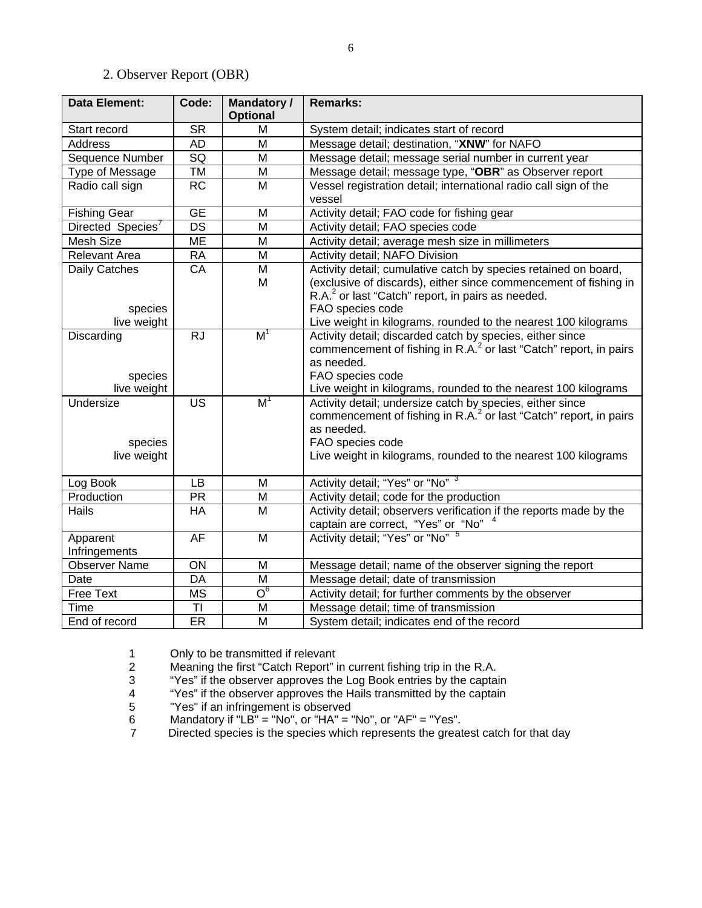## 2. Observer Report (OBR)

| Data Element: | Code: | Mandatory / Optional | Remarks: |
|---|---|---|---|
| Start record | SR | M | System detail; indicates start of record |
| Address | AD | M | Message detail; destination, "**XNW**" for NAFO |
| Sequence Number | SQ | M | Message detail; message serial number in current year |
| Type of Message | TM | M | Message detail; message type, "**OBR**" as Observer report |
| Radio call sign | RC | M | Vessel registration detail; international radio call sign of the vessel |
| Fishing Gear | GE | M | Activity detail; FAO code for fishing gear |
| Directed Species[7] | DS | M | Activity detail; FAO species code |
| Mesh Size | ME | M | Activity detail; average mesh size in millimeters |
| Relevant Area | RA | M | Activity detail; NAFO Division |
| Daily Catches<br>species<br>live weight | CA | M<br>M | Activity detail; cumulative catch by species retained on board, (exclusive of discards), either since commencement of fishing in R.A.[2] or last "Catch" report, in pairs as needed.<br>FAO species code<br>Live weight in kilograms, rounded to the nearest 100 kilograms |
| Discarding<br>species<br>live weight | RJ | M[1] | Activity detail; discarded catch by species, either since commencement of fishing in R.A.[2] or last "Catch" report, in pairs as needed.<br>FAO species code<br>Live weight in kilograms, rounded to the nearest 100 kilograms |
| Undersize<br>species<br>live weight | US | M[1] | Activity detail; undersize catch by species, either since commencement of fishing in R.A.[2] or last "Catch" report, in pairs as needed.<br>FAO species code<br>Live weight in kilograms, rounded to the nearest 100 kilograms |
| Log Book | LB | M | Activity detail; "Yes" or "No" [3] |
| Production | PR | M | Activity detail; code for the production |
| Hails | HA | M | Activity detail; observers verification if the reports made by the captain are correct, "Yes" or "No" [4] |
| Apparent Infringements | AF | M | Activity detail; "Yes" or "No" [5] |
| Observer Name | ON | M | Message detail; name of the observer signing the report |
| Date | DA | M | Message detail; date of transmission |
| Free Text | MS | O[6] | Activity detail; for further comments by the observer |
| Time | TI | M | Message detail; time of transmission |
| End of record | ER | M | System detail; indicates end of the record |

1 Only to be transmitted if relevant
2 Meaning the first "Catch Report" in current fishing trip in the R.A.
3 "Yes" if the observer approves the Log Book entries by the captain
4 "Yes" if the observer approves the Hails transmitted by the captain
5 "Yes" if an infringement is observed
6 Mandatory if "LB" = "No", or "HA" = "No", or "AF" = "Yes".
7 Directed species is the species which represents the greatest catch for that day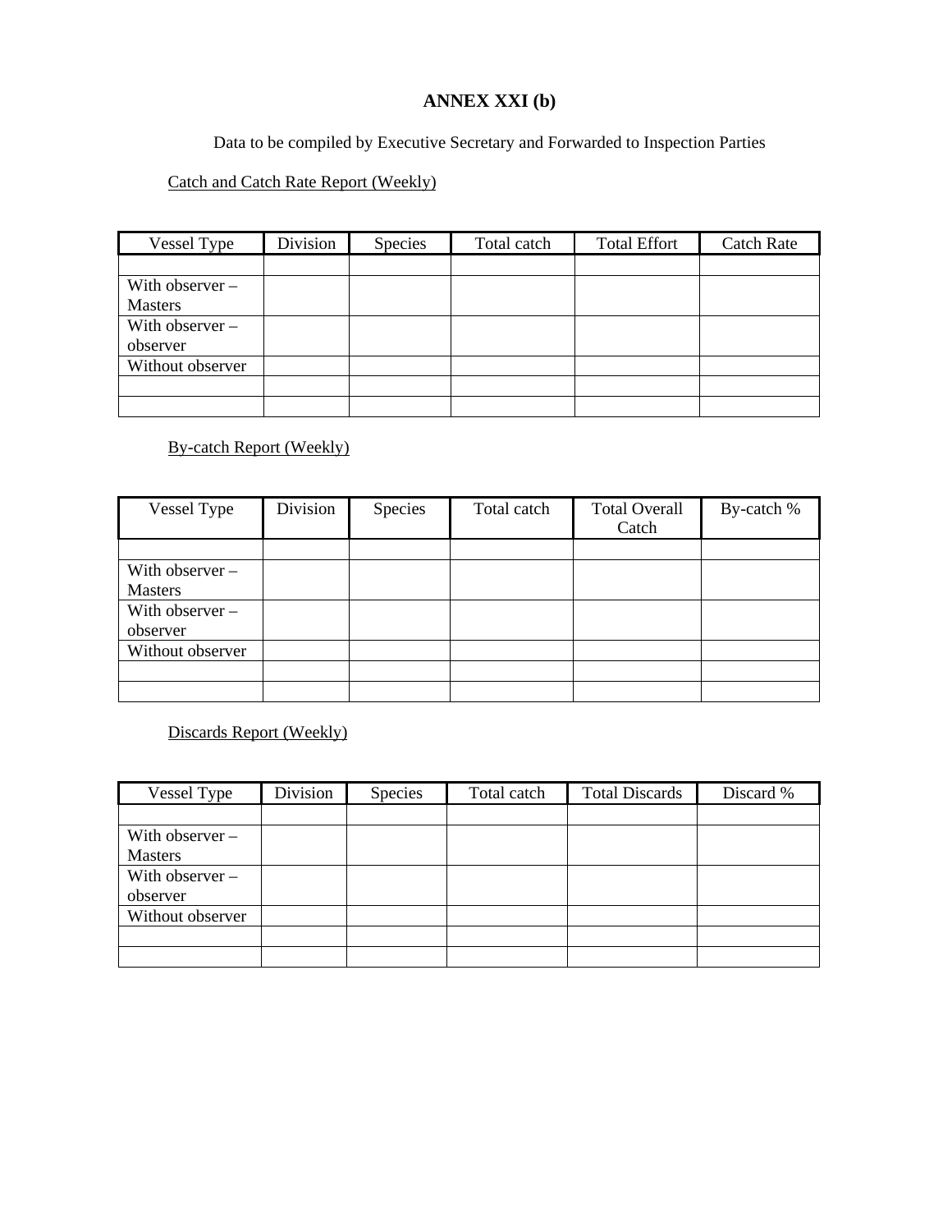# ANNEX XXI (b)

Data to be compiled by Executive Secretary and Forwarded to Inspection Parties

Catch and Catch Rate Report (Weekly)

| Vessel Type | Division | Species | Total catch | Total Effort | Catch Rate |
|---|---|---|---|---|---|
| | | | | | |
| With observer – Masters | | | | | |
| With observer – observer | | | | | |
| Without observer | | | | | |
| | | | | | |
| | | | | | |

By-catch Report (Weekly)

| Vessel Type | Division | Species | Total catch | Total Overall Catch | By-catch % |
|---|---|---|---|---|---|
| | | | | | |
| With observer – Masters | | | | | |
| With observer – observer | | | | | |
| Without observer | | | | | |
| | | | | | |
| | | | | | |

Discards Report (Weekly)

| Vessel Type | Division | Species | Total catch | Total Discards | Discard % |
|---|---|---|---|---|---|
| | | | | | |
| With observer – Masters | | | | | |
| With observer – observer | | | | | |
| Without observer | | | | | |
| | | | | | |
| | | | | | |